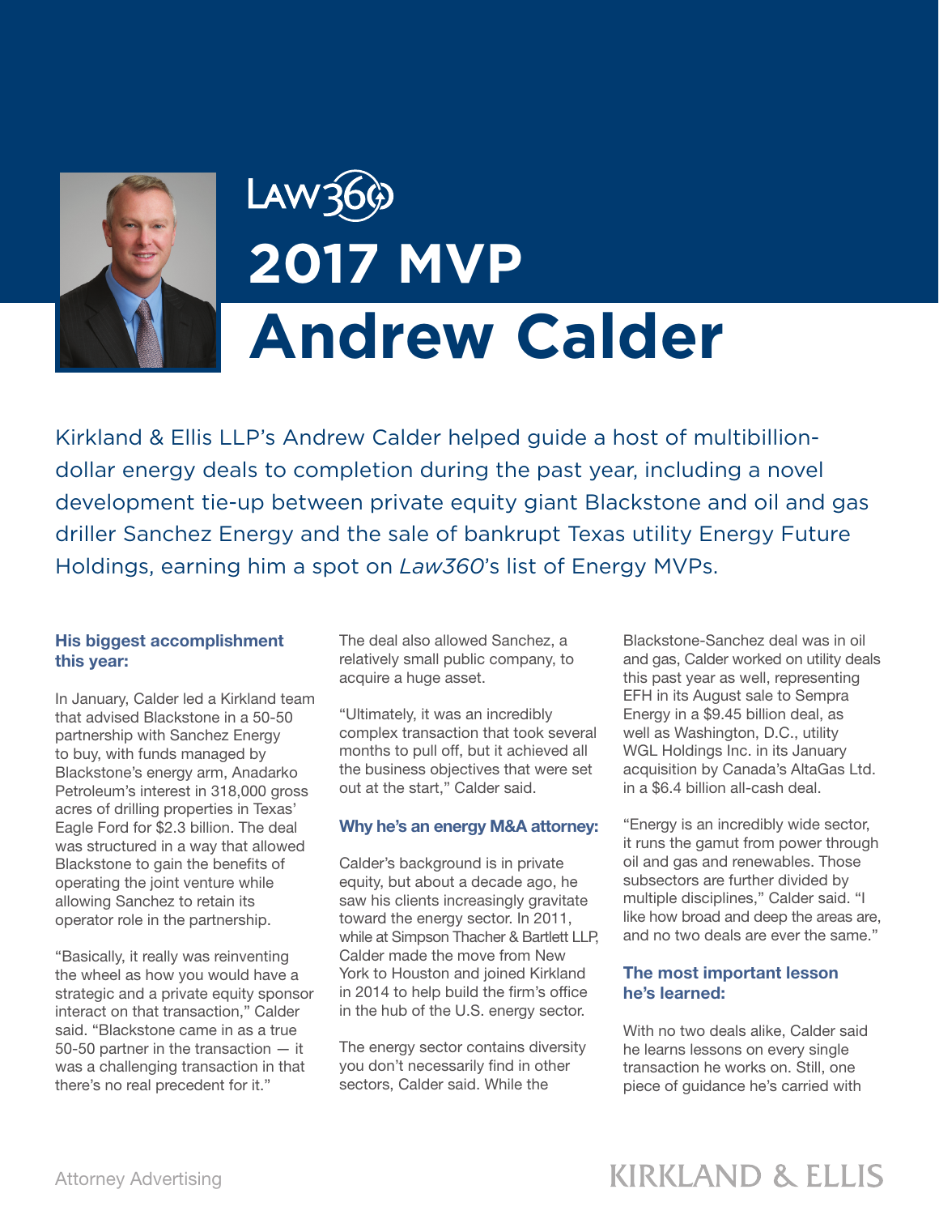Law360

# 2017 MVP

# Andrew Calder

Kirkland & Ellis LLP's Andrew Calder helped guide a host of multibillion-dollar energy deals to completion during the past year, including a novel development tie-up between private equity giant Blackstone and oil and gas driller Sanchez Energy and the sale of bankrupt Texas utility Energy Future Holdings, earning him a spot on *Law360*'s list of Energy MVPs.

### His biggest accomplishment this year:

In January, Calder led a Kirkland team that advised Blackstone in a 50-50 partnership with Sanchez Energy to buy, with funds managed by Blackstone's energy arm, Anadarko Petroleum's interest in 318,000 gross acres of drilling properties in Texas' Eagle Ford for $2.3 billion. The deal was structured in a way that allowed Blackstone to gain the benefits of operating the joint venture while allowing Sanchez to retain its operator role in the partnership.

"Basically, it really was reinventing the wheel as how you would have a strategic and a private equity sponsor interact on that transaction," Calder said. "Blackstone came in as a true 50-50 partner in the transaction — it was a challenging transaction in that there's no real precedent for it."

The deal also allowed Sanchez, a relatively small public company, to acquire a huge asset.

"Ultimately, it was an incredibly complex transaction that took several months to pull off, but it achieved all the business objectives that were set out at the start," Calder said.

### Why he's an energy M&A attorney:

Calder's background is in private equity, but about a decade ago, he saw his clients increasingly gravitate toward the energy sector. In 2011, while at Simpson Thacher & Bartlett LLP, Calder made the move from New York to Houston and joined Kirkland in 2014 to help build the firm's office in the hub of the U.S. energy sector.

The energy sector contains diversity you don't necessarily find in other sectors, Calder said. While the Blackstone-Sanchez deal was in oil and gas, Calder worked on utility deals this past year as well, representing EFH in its August sale to Sempra Energy in a $9.45 billion deal, as well as Washington, D.C., utility WGL Holdings Inc. in its January acquisition by Canada's AltaGas Ltd. in a $6.4 billion all-cash deal.

"Energy is an incredibly wide sector, it runs the gamut from power through oil and gas and renewables. Those subsectors are further divided by multiple disciplines," Calder said. "I like how broad and deep the areas are, and no two deals are ever the same."

### The most important lesson he's learned:

With no two deals alike, Calder said he learns lessons on every single transaction he works on. Still, one piece of guidance he's carried with

Attorney Advertising

KIRKLAND & ELLIS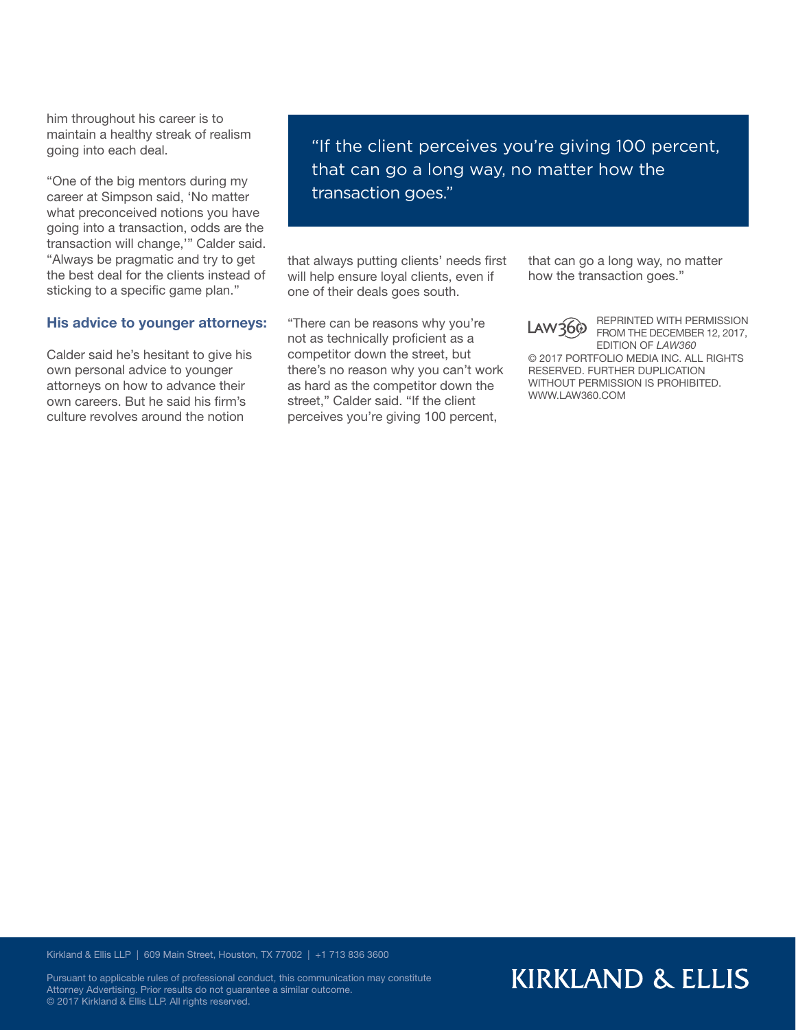him throughout his career is to maintain a healthy streak of realism going into each deal.

"One of the big mentors during my career at Simpson said, 'No matter what preconceived notions you have going into a transaction, odds are the transaction will change,'" Calder said. "Always be pragmatic and try to get the best deal for the clients instead of sticking to a specific game plan."

### His advice to younger attorneys:

Calder said he's hesitant to give his own personal advice to younger attorneys on how to advance their own careers. But he said his firm's culture revolves around the notion that always putting clients' needs first will help ensure loyal clients, even if one of their deals goes south.

> "If the client perceives you're giving 100 percent, that can go a long way, no matter how the transaction goes."

"There can be reasons why you're not as technically proficient as a competitor down the street, but there's no reason why you can't work as hard as the competitor down the street," Calder said. "If the client perceives you're giving 100 percent, that can go a long way, no matter how the transaction goes."

LAW360 REPRINTED WITH PERMISSION FROM THE DECEMBER 12, 2017, EDITION OF *LAW360*
© 2017 PORTFOLIO MEDIA INC. ALL RIGHTS RESERVED. FURTHER DUPLICATION WITHOUT PERMISSION IS PROHIBITED. WWW.LAW360.COM

Kirkland & Ellis LLP | 609 Main Street, Houston, TX 77002 | +1 713 836 3600

Pursuant to applicable rules of professional conduct, this communication may constitute Attorney Advertising. Prior results do not guarantee a similar outcome.
© 2017 Kirkland & Ellis LLP. All rights reserved.

KIRKLAND & ELLIS